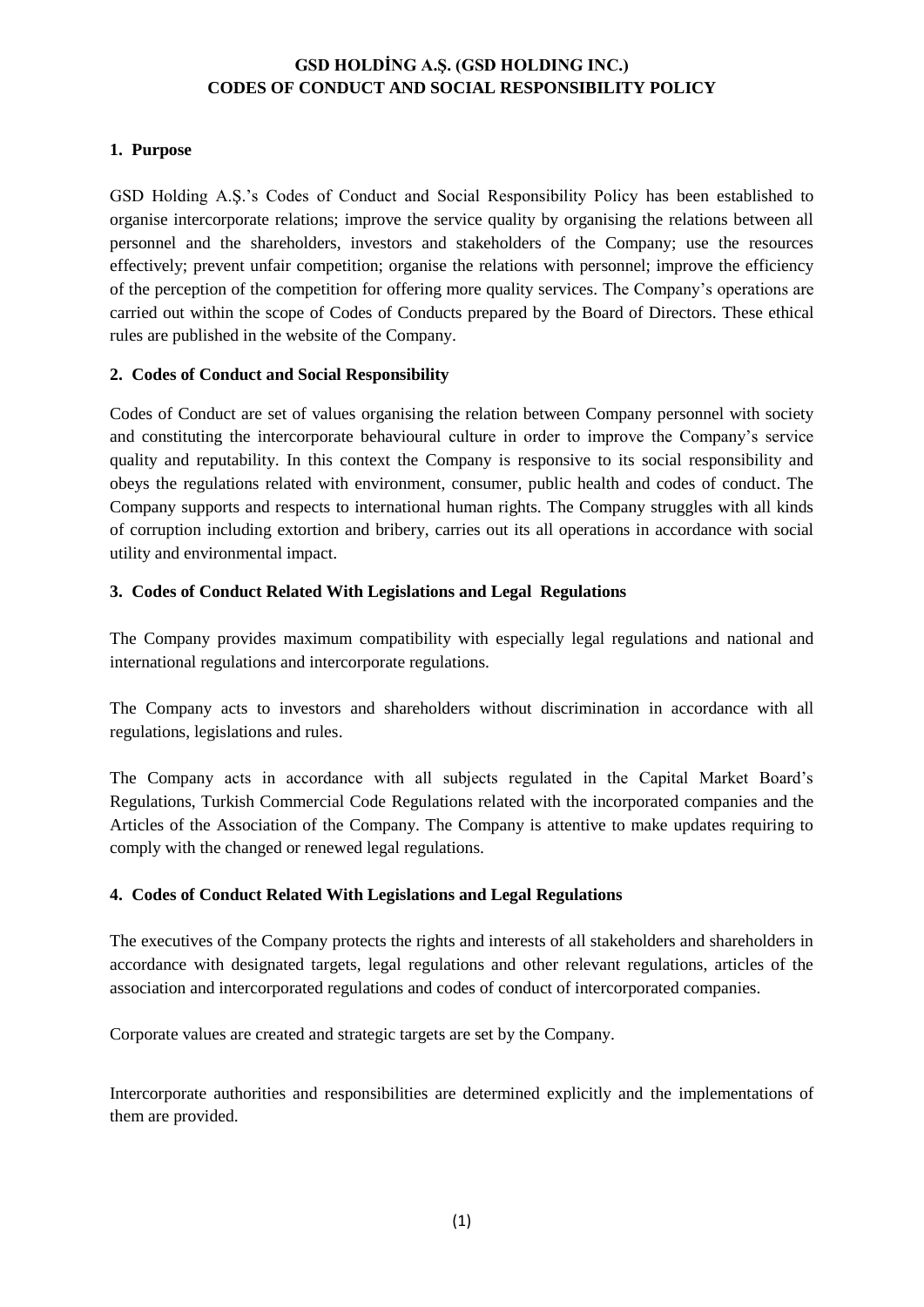# GSD HOLDİNG A.Ş. (GSD HOLDING INC.)
# CODES OF CONDUCT AND SOCIAL RESPONSIBILITY POLICY

## 1. Purpose

GSD Holding A.Ş.'s Codes of Conduct and Social Responsibility Policy has been established to organise intercorporate relations; improve the service quality by organising the relations between all personnel and the shareholders, investors and stakeholders of the Company; use the resources effectively; prevent unfair competition; organise the relations with personnel; improve the efficiency of the perception of the competition for offering more quality services. The Company's operations are carried out within the scope of Codes of Conducts prepared by the Board of Directors. These ethical rules are published in the website of the Company.

## 2. Codes of Conduct and Social Responsibility

Codes of Conduct are set of values organising the relation between Company personnel with society and constituting the intercorporate behavioural culture in order to improve the Company's service quality and reputability. In this context the Company is responsive to its social responsibility and obeys the regulations related with environment, consumer, public health and codes of conduct. The Company supports and respects to international human rights. The Company struggles with all kinds of corruption including extortion and bribery, carries out its all operations in accordance with social utility and environmental impact.

## 3. Codes of Conduct Related With Legislations and Legal Regulations

The Company provides maximum compatibility with especially legal regulations and national and international regulations and intercorporate regulations.

The Company acts to investors and shareholders without discrimination in accordance with all regulations, legislations and rules.

The Company acts in accordance with all subjects regulated in the Capital Market Board's Regulations, Turkish Commercial Code Regulations related with the incorporated companies and the Articles of the Association of the Company. The Company is attentive to make updates requiring to comply with the changed or renewed legal regulations.

## 4. Codes of Conduct Related With Legislations and Legal Regulations

The executives of the Company protects the rights and interests of all stakeholders and shareholders in accordance with designated targets, legal regulations and other relevant regulations, articles of the association and intercorporated regulations and codes of conduct of intercorporated companies.

Corporate values are created and strategic targets are set by the Company.

Intercorporate authorities and responsibilities are determined explicitly and the implementations of them are provided.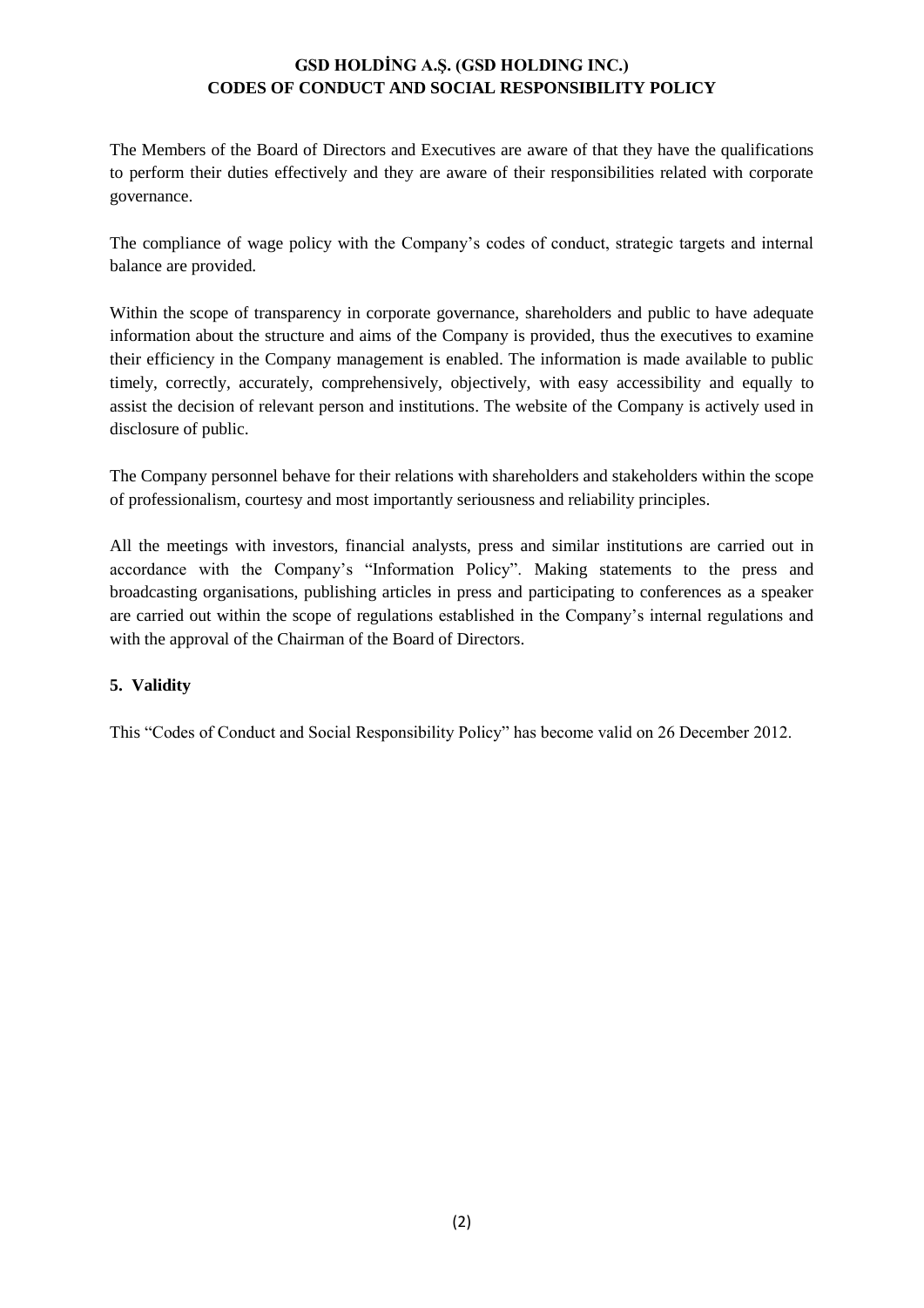The Members of the Board of Directors and Executives are aware of that they have the qualifications to perform their duties effectively and they are aware of their responsibilities related with corporate governance.

The compliance of wage policy with the Company's codes of conduct, strategic targets and internal balance are provided.

Within the scope of transparency in corporate governance, shareholders and public to have adequate information about the structure and aims of the Company is provided, thus the executives to examine their efficiency in the Company management is enabled. The information is made available to public timely, correctly, accurately, comprehensively, objectively, with easy accessibility and equally to assist the decision of relevant person and institutions. The website of the Company is actively used in disclosure of public.

The Company personnel behave for their relations with shareholders and stakeholders within the scope of professionalism, courtesy and most importantly seriousness and reliability principles.

All the meetings with investors, financial analysts, press and similar institutions are carried out in accordance with the Company's "Information Policy". Making statements to the press and broadcasting organisations, publishing articles in press and participating to conferences as a speaker are carried out within the scope of regulations established in the Company's internal regulations and with the approval of the Chairman of the Board of Directors.

## 5. Validity

This "Codes of Conduct and Social Responsibility Policy" has become valid on 26 December 2012.